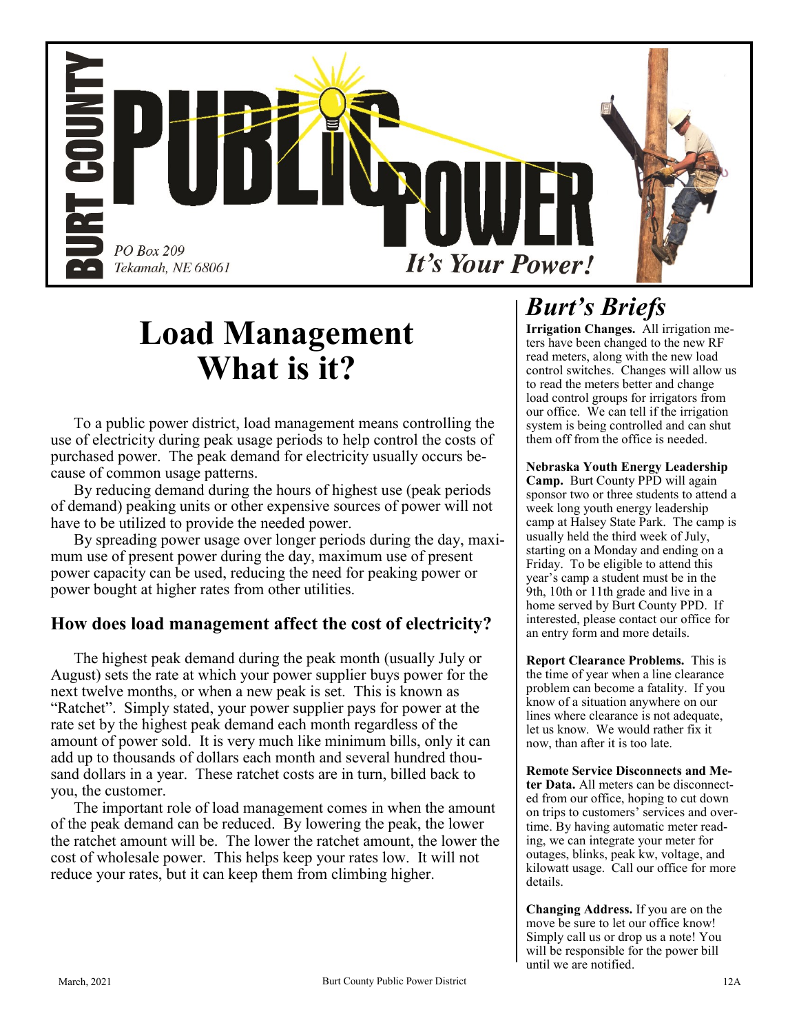# BURT COUNTY PUBLIC POWER

PO Box 209
Tekamah, NE 68061

*It's Your Power!*

# Load Management What is it?

To a public power district, load management means controlling the use of electricity during peak usage periods to help control the costs of purchased power. The peak demand for electricity usually occurs because of common usage patterns.

By reducing demand during the hours of highest use (peak periods of demand) peaking units or other expensive sources of power will not have to be utilized to provide the needed power.

By spreading power usage over longer periods during the day, maximum use of present power during the day, maximum use of present power capacity can be used, reducing the need for peaking power or power bought at higher rates from other utilities.

## How does load management affect the cost of electricity?

The highest peak demand during the peak month (usually July or August) sets the rate at which your power supplier buys power for the next twelve months, or when a new peak is set. This is known as "Ratchet". Simply stated, your power supplier pays for power at the rate set by the highest peak demand each month regardless of the amount of power sold. It is very much like minimum bills, only it can add up to thousands of dollars each month and several hundred thousand dollars in a year. These ratchet costs are in turn, billed back to you, the customer.

The important role of load management comes in when the amount of the peak demand can be reduced. By lowering the peak, the lower the ratchet amount will be. The lower the ratchet amount, the lower the cost of wholesale power. This helps keep your rates low. It will not reduce your rates, but it can keep them from climbing higher.

# *Burt's Briefs*

**Irrigation Changes.** All irrigation meters have been changed to the new RF read meters, along with the new load control switches. Changes will allow us to read the meters better and change load control groups for irrigators from our office. We can tell if the irrigation system is being controlled and can shut them off from the office is needed.

**Nebraska Youth Energy Leadership Camp.** Burt County PPD will again sponsor two or three students to attend a week long youth energy leadership camp at Halsey State Park. The camp is usually held the third week of July, starting on a Monday and ending on a Friday. To be eligible to attend this year's camp a student must be in the 9th, 10th or 11th grade and live in a home served by Burt County PPD. If interested, please contact our office for an entry form and more details.

**Report Clearance Problems.** This is the time of year when a line clearance problem can become a fatality. If you know of a situation anywhere on our lines where clearance is not adequate, let us know. We would rather fix it now, than after it is too late.

**Remote Service Disconnects and Meter Data.** All meters can be disconnected from our office, hoping to cut down on trips to customers' services and overtime. By having automatic meter reading, we can integrate your meter for outages, blinks, peak kw, voltage, and kilowatt usage. Call our office for more details.

**Changing Address.** If you are on the move be sure to let our office know! Simply call us or drop us a note! You will be responsible for the power bill until we are notified.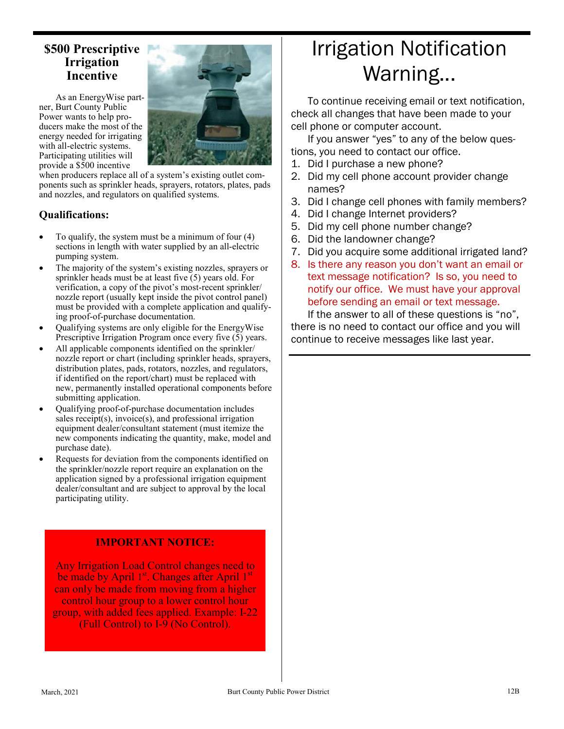## $500 Prescriptive Irrigation Incentive

As an EnergyWise partner, Burt County Public Power wants to help producers make the most of the energy needed for irrigating with all-electric systems. Participating utilities will provide a $500 incentive when producers replace all of a system's existing outlet components such as sprinkler heads, sprayers, rotators, plates, pads and nozzles, and regulators on qualified systems.

### Qualifications:

- To qualify, the system must be a minimum of four (4) sections in length with water supplied by an all-electric pumping system.
- The majority of the system's existing nozzles, sprayers or sprinkler heads must be at least five (5) years old. For verification, a copy of the pivot's most-recent sprinkler/nozzle report (usually kept inside the pivot control panel) must be provided with a complete application and qualifying proof-of-purchase documentation.
- Qualifying systems are only eligible for the EnergyWise Prescriptive Irrigation Program once every five (5) years.
- All applicable components identified on the sprinkler/nozzle report or chart (including sprinkler heads, sprayers, distribution plates, pads, rotators, nozzles, and regulators, if identified on the report/chart) must be replaced with new, permanently installed operational components before submitting application.
- Qualifying proof-of-purchase documentation includes sales receipt(s), invoice(s), and professional irrigation equipment dealer/consultant statement (must itemize the new components indicating the quantity, make, model and purchase date).
- Requests for deviation from the components identified on the sprinkler/nozzle report require an explanation on the application signed by a professional irrigation equipment dealer/consultant and are subject to approval by the local participating utility.

**IMPORTANT NOTICE:**

Any Irrigation Load Control changes need to be made by April 1st. Changes after April 1st can only be made from moving from a higher control hour group to a lower control hour group, with added fees applied. Example: I-22 (Full Control) to I-9 (No Control).

# Irrigation Notification Warning...

To continue receiving email or text notification, check all changes that have been made to your cell phone or computer account.

If you answer "yes" to any of the below questions, you need to contact our office.

1. Did I purchase a new phone?
2. Did my cell phone account provider change names?
3. Did I change cell phones with family members?
4. Did I change Internet providers?
5. Did my cell phone number change?
6. Did the landowner change?
7. Did you acquire some additional irrigated land?
8. Is there any reason you don't want an email or text message notification? Is so, you need to notify our office. We must have your approval before sending an email or text message.

If the answer to all of these questions is "no", there is no need to contact our office and you will continue to receive messages like last year.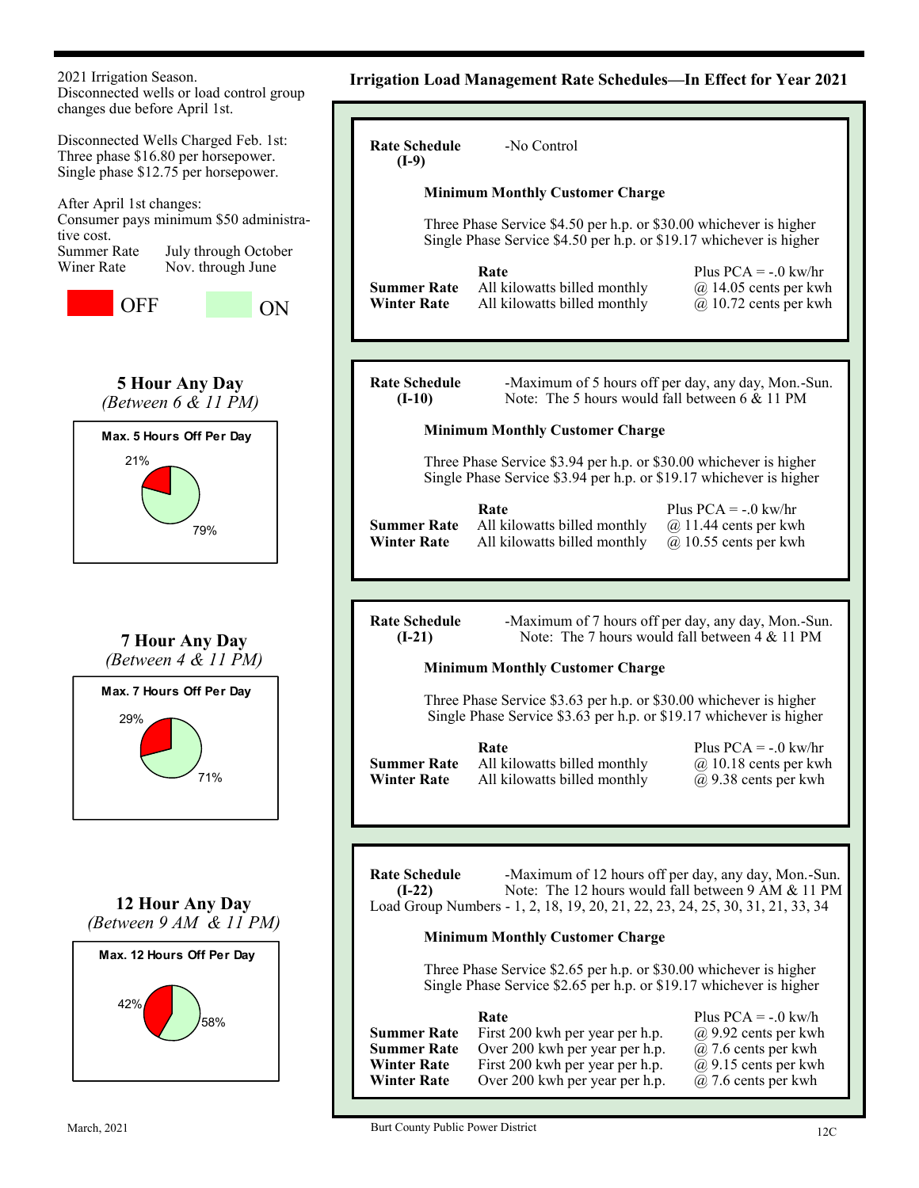## Irrigation Load Management Rate Schedules—In Effect for Year 2021

2021 Irrigation Season.
Disconnected wells or load control group changes due before April 1st.

Disconnected Wells Charged Feb. 1st:
Three phase $16.80 per horsepower.
Single phase $12.75 per horsepower.

After April 1st changes:
Consumer pays minimum $50 administrative cost.

| | |
|---|---|
| Summer Rate | July through October |
| Winer Rate | Nov. through June |

OFF ON

### 5 Hour Any Day
*(Between 6 & 11 PM)*

Max. 5 Hours Off Per Day

21% 79%

### 7 Hour Any Day
*(Between 4 & 11 PM)*

Max. 7 Hours Off Per Day

29% 71%

### 12 Hour Any Day
*(Between 9 AM & 11 PM)*

Max. 12 Hours Off Per Day

42% 58%

---

**Rate Schedule (I-9)** -No Control

**Minimum Monthly Customer Charge**

Three Phase Service $4.50 per h.p. or $30.00 whichever is higher
Single Phase Service $4.50 per h.p. or $19.17 whichever is higher

| | **Rate** | Plus PCA = -.0 kw/hr |
|---|---|---|
| **Summer Rate** | All kilowatts billed monthly | @ 14.05 cents per kwh |
| **Winter Rate** | All kilowatts billed monthly | @ 10.72 cents per kwh |

---

**Rate Schedule (I-10)** -Maximum of 5 hours off per day, any day, Mon.-Sun.
Note: The 5 hours would fall between 6 & 11 PM

**Minimum Monthly Customer Charge**

Three Phase Service $3.94 per h.p. or $30.00 whichever is higher
Single Phase Service $3.94 per h.p. or $19.17 whichever is higher

| | **Rate** | Plus PCA = -.0 kw/hr |
|---|---|---|
| **Summer Rate** | All kilowatts billed monthly | @ 11.44 cents per kwh |
| **Winter Rate** | All kilowatts billed monthly | @ 10.55 cents per kwh |

---

**Rate Schedule (I-21)** -Maximum of 7 hours off per day, any day, Mon.-Sun.
Note: The 7 hours would fall between 4 & 11 PM

**Minimum Monthly Customer Charge**

Three Phase Service $3.63 per h.p. or $30.00 whichever is higher
Single Phase Service $3.63 per h.p. or $19.17 whichever is higher

| | **Rate** | Plus PCA = -.0 kw/hr |
|---|---|---|
| **Summer Rate** | All kilowatts billed monthly | @ 10.18 cents per kwh |
| **Winter Rate** | All kilowatts billed monthly | @ 9.38 cents per kwh |

---

**Rate Schedule (I-22)** -Maximum of 12 hours off per day, any day, Mon.-Sun.
Note: The 12 hours would fall between 9 AM & 11 PM
Load Group Numbers - 1, 2, 18, 19, 20, 21, 22, 23, 24, 25, 30, 31, 21, 33, 34

**Minimum Monthly Customer Charge**

Three Phase Service $2.65 per h.p. or $30.00 whichever is higher
Single Phase Service $2.65 per h.p. or $19.17 whichever is higher

| | **Rate** | Plus PCA = -.0 kw/h |
|---|---|---|
| **Summer Rate** | First 200 kwh per year per h.p. | @ 9.92 cents per kwh |
| **Summer Rate** | Over 200 kwh per year per h.p. | @ 7.6 cents per kwh |
| **Winter Rate** | First 200 kwh per year per h.p. | @ 9.15 cents per kwh |
| **Winter Rate** | Over 200 kwh per year per h.p. | @ 7.6 cents per kwh |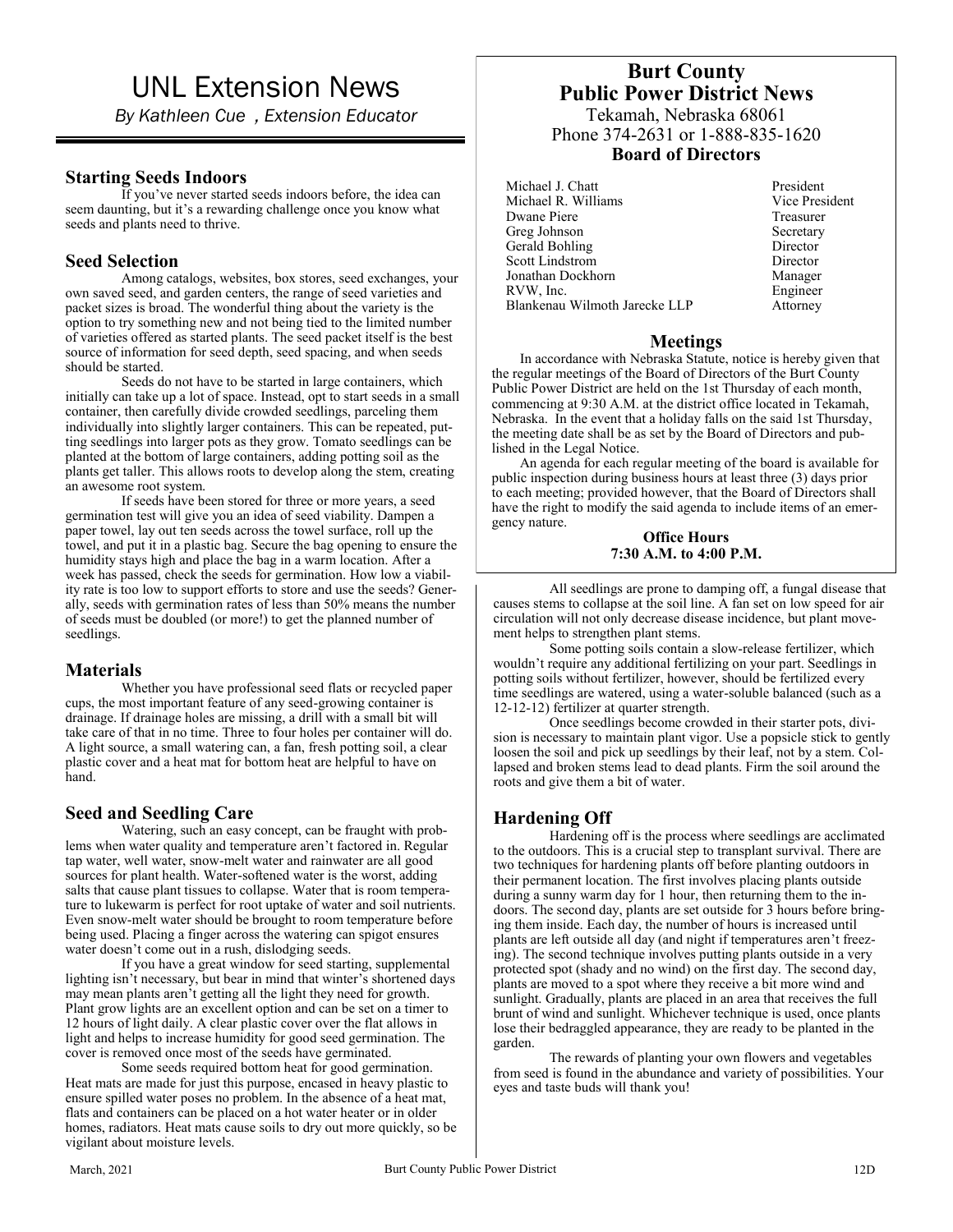# UNL Extension News

*By Kathleen Cue , Extension Educator*

## Starting Seeds Indoors

If you've never started seeds indoors before, the idea can seem daunting, but it's a rewarding challenge once you know what seeds and plants need to thrive.

## Seed Selection

Among catalogs, websites, box stores, seed exchanges, your own saved seed, and garden centers, the range of seed varieties and packet sizes is broad. The wonderful thing about the variety is the option to try something new and not being tied to the limited number of varieties offered as started plants. The seed packet itself is the best source of information for seed depth, seed spacing, and when seeds should be started.

Seeds do not have to be started in large containers, which initially can take up a lot of space. Instead, opt to start seeds in a small container, then carefully divide crowded seedlings, parceling them individually into slightly larger containers. This can be repeated, putting seedlings into larger pots as they grow. Tomato seedlings can be planted at the bottom of large containers, adding potting soil as the plants get taller. This allows roots to develop along the stem, creating an awesome root system.

If seeds have been stored for three or more years, a seed germination test will give you an idea of seed viability. Dampen a paper towel, lay out ten seeds across the towel surface, roll up the towel, and put it in a plastic bag. Secure the bag opening to ensure the humidity stays high and place the bag in a warm location. After a week has passed, check the seeds for germination. How low a viability rate is too low to support efforts to store and use the seeds? Generally, seeds with germination rates of less than 50% means the number of seeds must be doubled (or more!) to get the planned number of seedlings.

## Materials

Whether you have professional seed flats or recycled paper cups, the most important feature of any seed-growing container is drainage. If drainage holes are missing, a drill with a small bit will take care of that in no time. Three to four holes per container will do. A light source, a small watering can, a fan, fresh potting soil, a clear plastic cover and a heat mat for bottom heat are helpful to have on hand.

## Seed and Seedling Care

Watering, such an easy concept, can be fraught with problems when water quality and temperature aren't factored in. Regular tap water, well water, snow-melt water and rainwater are all good sources for plant health. Water-softened water is the worst, adding salts that cause plant tissues to collapse. Water that is room temperature to lukewarm is perfect for root uptake of water and soil nutrients. Even snow-melt water should be brought to room temperature before being used. Placing a finger across the watering can spigot ensures water doesn't come out in a rush, dislodging seeds.

If you have a great window for seed starting, supplemental lighting isn't necessary, but bear in mind that winter's shortened days may mean plants aren't getting all the light they need for growth. Plant grow lights are an excellent option and can be set on a timer to 12 hours of light daily. A clear plastic cover over the flat allows in light and helps to increase humidity for good seed germination. The cover is removed once most of the seeds have germinated.

Some seeds required bottom heat for good germination. Heat mats are made for just this purpose, encased in heavy plastic to ensure spilled water poses no problem. In the absence of a heat mat, flats and containers can be placed on a hot water heater or in older homes, radiators. Heat mats cause soils to dry out more quickly, so be vigilant about moisture levels.

All seedlings are prone to damping off, a fungal disease that causes stems to collapse at the soil line. A fan set on low speed for air circulation will not only decrease disease incidence, but plant movement helps to strengthen plant stems.

Some potting soils contain a slow-release fertilizer, which wouldn't require any additional fertilizing on your part. Seedlings in potting soils without fertilizer, however, should be fertilized every time seedlings are watered, using a water-soluble balanced (such as a 12-12-12) fertilizer at quarter strength.

Once seedlings become crowded in their starter pots, division is necessary to maintain plant vigor. Use a popsicle stick to gently loosen the soil and pick up seedlings by their leaf, not by a stem. Collapsed and broken stems lead to dead plants. Firm the soil around the roots and give them a bit of water.

## Hardening Off

Hardening off is the process where seedlings are acclimated to the outdoors. This is a crucial step to transplant survival. There are two techniques for hardening plants off before planting outdoors in their permanent location. The first involves placing plants outside during a sunny warm day for 1 hour, then returning them to the indoors. The second day, plants are set outside for 3 hours before bringing them inside. Each day, the number of hours is increased until plants are left outside all day (and night if temperatures aren't freezing). The second technique involves putting plants outside in a very protected spot (shady and no wind) on the first day. The second day, plants are moved to a spot where they receive a bit more wind and sunlight. Gradually, plants are placed in an area that receives the full brunt of wind and sunlight. Whichever technique is used, once plants lose their bedraggled appearance, they are ready to be planted in the garden.

The rewards of planting your own flowers and vegetables from seed is found in the abundance and variety of possibilities. Your eyes and taste buds will thank you!

# Burt County Public Power District News

Tekamah, Nebraska 68061
Phone 374-2631 or 1-888-835-1620

**Board of Directors**

| | |
|---|---|
| Michael J. Chatt | President |
| Michael R. Williams | Vice President |
| Dwane Piere | Treasurer |
| Greg Johnson | Secretary |
| Gerald Bohling | Director |
| Scott Lindstrom | Director |
| Jonathan Dockhorn | Manager |
| RVW, Inc. | Engineer |
| Blankenau Wilmoth Jarecke LLP | Attorney |

## Meetings

In accordance with Nebraska Statute, notice is hereby given that the regular meetings of the Board of Directors of the Burt County Public Power District are held on the 1st Thursday of each month, commencing at 9:30 A.M. at the district office located in Tekamah, Nebraska. In the event that a holiday falls on the said 1st Thursday, the meeting date shall be as set by the Board of Directors and published in the Legal Notice.

An agenda for each regular meeting of the board is available for public inspection during business hours at least three (3) days prior to each meeting; provided however, that the Board of Directors shall have the right to modify the said agenda to include items of an emergency nature.

**Office Hours**
**7:30 A.M. to 4:00 P.M.**